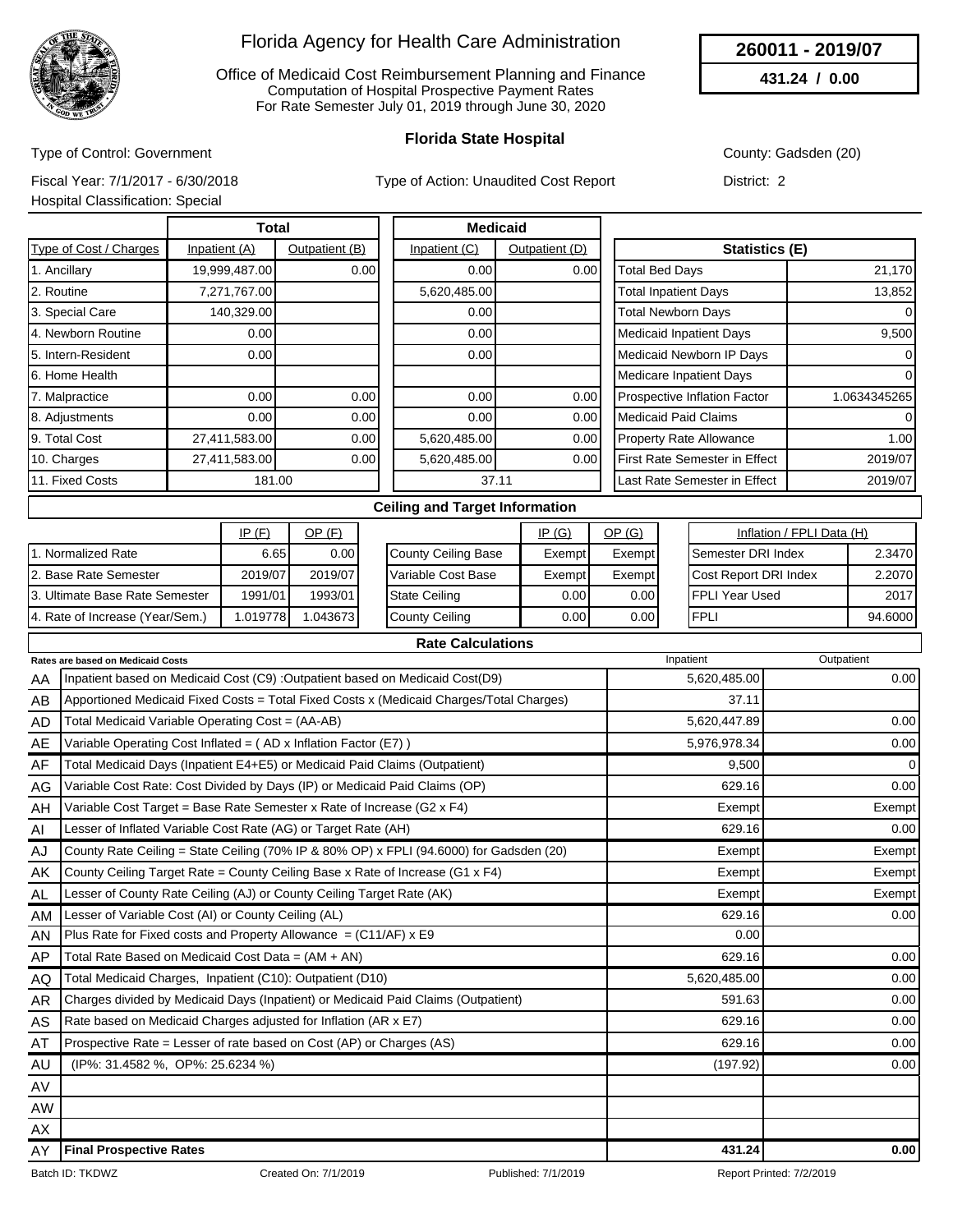# Florida Agency for Health Care Administration

Office of Medicaid Cost Reimbursement Planning and Finance
Computation of Hospital Prospective Payment Rates
For Rate Semester July 01, 2019 through June 30, 2020

**260011 - 2019/07**

**431.24 / 0.00**

## Florida State Hospital

Type of Control: Government

County: Gadsden (20)

Fiscal Year: 7/1/2017 - 6/30/2018

Type of Action: Unaudited Cost Report

District: 2

Hospital Classification: Special

| Type of Cost / Charges | Total Inpatient (A) | Total Outpatient (B) | Medicaid Inpatient (C) | Medicaid Outpatient (D) |
|---|---|---|---|---|
| 1. Ancillary | 19,999,487.00 | 0.00 | 0.00 | 0.00 |
| 2. Routine | 7,271,767.00 | | 5,620,485.00 | |
| 3. Special Care | 140,329.00 | | 0.00 | |
| 4. Newborn Routine | 0.00 | | 0.00 | |
| 5. Intern-Resident | 0.00 | | 0.00 | |
| 6. Home Health | | | | |
| 7. Malpractice | 0.00 | 0.00 | 0.00 | 0.00 |
| 8. Adjustments | 0.00 | 0.00 | 0.00 | 0.00 |
| 9. Total Cost | 27,411,583.00 | 0.00 | 5,620,485.00 | 0.00 |
| 10. Charges | 27,411,583.00 | 0.00 | 5,620,485.00 | 0.00 |
| 11. Fixed Costs | 181.00 | | 37.11 | |

| Statistics (E) | |
|---|---|
| Total Bed Days | 21,170 |
| Total Inpatient Days | 13,852 |
| Total Newborn Days | 0 |
| Medicaid Inpatient Days | 9,500 |
| Medicaid Newborn IP Days | 0 |
| Medicare Inpatient Days | 0 |
| Prospective Inflation Factor | 1.0634345265 |
| Medicaid Paid Claims | 0 |
| Property Rate Allowance | 1.00 |
| First Rate Semester in Effect | 2019/07 |
| Last Rate Semester in Effect | 2019/07 |

### Ceiling and Target Information

| | IP (F) | OP (F) |
|---|---|---|
| 1. Normalized Rate | 6.65 | 0.00 |
| 2. Base Rate Semester | 2019/07 | 2019/07 |
| 3. Ultimate Base Rate Semester | 1991/01 | 1993/01 |
| 4. Rate of Increase (Year/Sem.) | 1.019778 | 1.043673 |

| | IP (G) | OP (G) |
|---|---|---|
| County Ceiling Base | Exempt | Exempt |
| Variable Cost Base | Exempt | Exempt |
| State Ceiling | 0.00 | 0.00 |
| County Ceiling | 0.00 | 0.00 |

| Inflation / FPLI Data (H) | |
|---|---|
| Semester DRI Index | 2.3470 |
| Cost Report DRI Index | 2.2070 |
| FPLI Year Used | 2017 |
| FPLI | 94.6000 |

### Rate Calculations

| | Rates are based on Medicaid Costs | Inpatient | Outpatient |
|---|---|---|---|
| AA | Inpatient based on Medicaid Cost (C9) :Outpatient based on Medicaid Cost(D9) | 5,620,485.00 | 0.00 |
| AB | Apportioned Medicaid Fixed Costs = Total Fixed Costs x (Medicaid Charges/Total Charges) | 37.11 | |
| AD | Total Medicaid Variable Operating Cost = (AA-AB) | 5,620,447.89 | 0.00 |
| AE | Variable Operating Cost Inflated = ( AD x Inflation Factor (E7) ) | 5,976,978.34 | 0.00 |
| AF | Total Medicaid Days (Inpatient E4+E5) or Medicaid Paid Claims (Outpatient) | 9,500 | 0 |
| AG | Variable Cost Rate: Cost Divided by Days (IP) or Medicaid Paid Claims (OP) | 629.16 | 0.00 |
| AH | Variable Cost Target = Base Rate Semester x Rate of Increase (G2 x F4) | Exempt | Exempt |
| AI | Lesser of Inflated Variable Cost Rate (AG) or Target Rate (AH) | 629.16 | 0.00 |
| AJ | County Rate Ceiling = State Ceiling (70% IP & 80% OP) x FPLI (94.6000) for Gadsden (20) | Exempt | Exempt |
| AK | County Ceiling Target Rate = County Ceiling Base x Rate of Increase (G1 x F4) | Exempt | Exempt |
| AL | Lesser of County Rate Ceiling (AJ) or County Ceiling Target Rate (AK) | Exempt | Exempt |
| AM | Lesser of Variable Cost (AI) or County Ceiling (AL) | 629.16 | 0.00 |
| AN | Plus Rate for Fixed costs and Property Allowance = (C11/AF) x E9 | 0.00 | |
| AP | Total Rate Based on Medicaid Cost Data = (AM + AN) | 629.16 | 0.00 |
| AQ | Total Medicaid Charges, Inpatient (C10): Outpatient (D10) | 5,620,485.00 | 0.00 |
| AR | Charges divided by Medicaid Days (Inpatient) or Medicaid Paid Claims (Outpatient) | 591.63 | 0.00 |
| AS | Rate based on Medicaid Charges adjusted for Inflation (AR x E7) | 629.16 | 0.00 |
| AT | Prospective Rate = Lesser of rate based on Cost (AP) or Charges (AS) | 629.16 | 0.00 |
| AU | (IP%: 31.4582 %, OP%: 25.6234 %) | (197.92) | 0.00 |
| AV | | | |
| AW | | | |
| AX | | | |
| AY | **Final Prospective Rates** | **431.24** | **0.00** |

Batch ID: TKDWZ    Created On: 7/1/2019    Published: 7/1/2019    Report Printed: 7/2/2019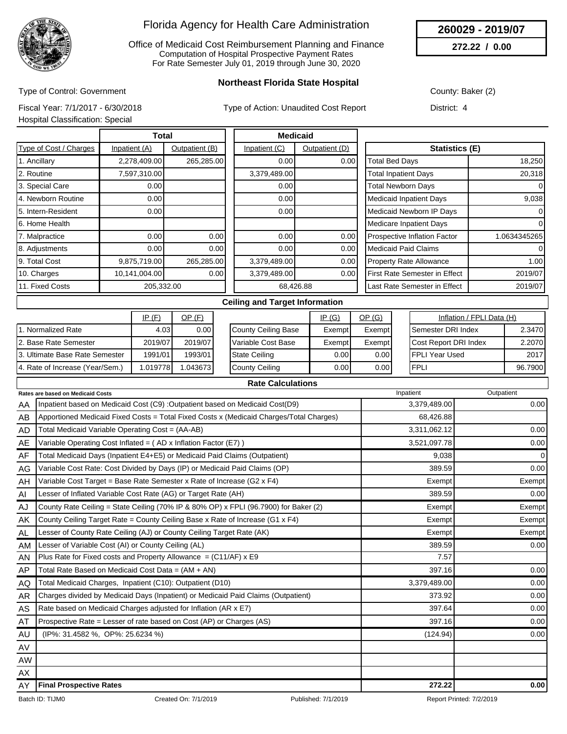# Florida Agency for Health Care Administration

Office of Medicaid Cost Reimbursement Planning and Finance
Computation of Hospital Prospective Payment Rates
For Rate Semester July 01, 2019 through June 30, 2020

**260029 - 2019/07**

**272.22 / 0.00**

## Northeast Florida State Hospital

Type of Control: Government

County: Baker (2)

Fiscal Year: 7/1/2017 - 6/30/2018

Type of Action: Unaudited Cost Report

District: 4

Hospital Classification: Special

| Type of Cost / Charges | Total Inpatient (A) | Total Outpatient (B) | Medicaid Inpatient (C) | Medicaid Outpatient (D) |
|---|---|---|---|---|
| 1. Ancillary | 2,278,409.00 | 265,285.00 | 0.00 | 0.00 |
| 2. Routine | 7,597,310.00 | | 3,379,489.00 | |
| 3. Special Care | 0.00 | | 0.00 | |
| 4. Newborn Routine | 0.00 | | 0.00 | |
| 5. Intern-Resident | 0.00 | | 0.00 | |
| 6. Home Health | | | | |
| 7. Malpractice | 0.00 | 0.00 | 0.00 | 0.00 |
| 8. Adjustments | 0.00 | 0.00 | 0.00 | 0.00 |
| 9. Total Cost | 9,875,719.00 | 265,285.00 | 3,379,489.00 | 0.00 |
| 10. Charges | 10,141,004.00 | 0.00 | 3,379,489.00 | 0.00 |
| 11. Fixed Costs | 205,332.00 | | 68,426.88 | |

| Statistics (E) | |
|---|---|
| Total Bed Days | 18,250 |
| Total Inpatient Days | 20,318 |
| Total Newborn Days | 0 |
| Medicaid Inpatient Days | 9,038 |
| Medicaid Newborn IP Days | 0 |
| Medicare Inpatient Days | 0 |
| Prospective Inflation Factor | 1.0634345265 |
| Medicaid Paid Claims | 0 |
| Property Rate Allowance | 1.00 |
| First Rate Semester in Effect | 2019/07 |
| Last Rate Semester in Effect | 2019/07 |

### Ceiling and Target Information

| | IP (F) | OP (F) |
|---|---|---|
| 1. Normalized Rate | 4.03 | 0.00 |
| 2. Base Rate Semester | 2019/07 | 2019/07 |
| 3. Ultimate Base Rate Semester | 1991/01 | 1993/01 |
| 4. Rate of Increase (Year/Sem.) | 1.019778 | 1.043673 |

| | IP (G) | OP (G) |
|---|---|---|
| County Ceiling Base | Exempt | Exempt |
| Variable Cost Base | Exempt | Exempt |
| State Ceiling | 0.00 | 0.00 |
| County Ceiling | 0.00 | 0.00 |

| Inflation / FPLI Data (H) | |
|---|---|
| Semester DRI Index | 2.3470 |
| Cost Report DRI Index | 2.2070 |
| FPLI Year Used | 2017 |
| FPLI | 96.7900 |

### Rate Calculations

| | Rates are based on Medicaid Costs | Inpatient | Outpatient |
|---|---|---|---|
| AA | Inpatient based on Medicaid Cost (C9) :Outpatient based on Medicaid Cost(D9) | 3,379,489.00 | 0.00 |
| AB | Apportioned Medicaid Fixed Costs = Total Fixed Costs x (Medicaid Charges/Total Charges) | 68,426.88 | |
| AD | Total Medicaid Variable Operating Cost = (AA-AB) | 3,311,062.12 | 0.00 |
| AE | Variable Operating Cost Inflated = ( AD x Inflation Factor (E7) ) | 3,521,097.78 | 0.00 |
| AF | Total Medicaid Days (Inpatient E4+E5) or Medicaid Paid Claims (Outpatient) | 9,038 | 0 |
| AG | Variable Cost Rate: Cost Divided by Days (IP) or Medicaid Paid Claims (OP) | 389.59 | 0.00 |
| AH | Variable Cost Target = Base Rate Semester x Rate of Increase (G2 x F4) | Exempt | Exempt |
| AI | Lesser of Inflated Variable Cost Rate (AG) or Target Rate (AH) | 389.59 | 0.00 |
| AJ | County Rate Ceiling = State Ceiling (70% IP & 80% OP) x FPLI (96.7900) for Baker (2) | Exempt | Exempt |
| AK | County Ceiling Target Rate = County Ceiling Base x Rate of Increase (G1 x F4) | Exempt | Exempt |
| AL | Lesser of County Rate Ceiling (AJ) or County Ceiling Target Rate (AK) | Exempt | Exempt |
| AM | Lesser of Variable Cost (AI) or County Ceiling (AL) | 389.59 | 0.00 |
| AN | Plus Rate for Fixed costs and Property Allowance = (C11/AF) x E9 | 7.57 | |
| AP | Total Rate Based on Medicaid Cost Data = (AM + AN) | 397.16 | 0.00 |
| AQ | Total Medicaid Charges, Inpatient (C10): Outpatient (D10) | 3,379,489.00 | 0.00 |
| AR | Charges divided by Medicaid Days (Inpatient) or Medicaid Paid Claims (Outpatient) | 373.92 | 0.00 |
| AS | Rate based on Medicaid Charges adjusted for Inflation (AR x E7) | 397.64 | 0.00 |
| AT | Prospective Rate = Lesser of rate based on Cost (AP) or Charges (AS) | 397.16 | 0.00 |
| AU | (IP%: 31.4582 %, OP%: 25.6234 %) | (124.94) | 0.00 |
| AV | | | |
| AW | | | |
| AX | | | |
| AY | **Final Prospective Rates** | **272.22** | **0.00** |

Batch ID: TIJM0 Created On: 7/1/2019 Published: 7/1/2019 Report Printed: 7/2/2019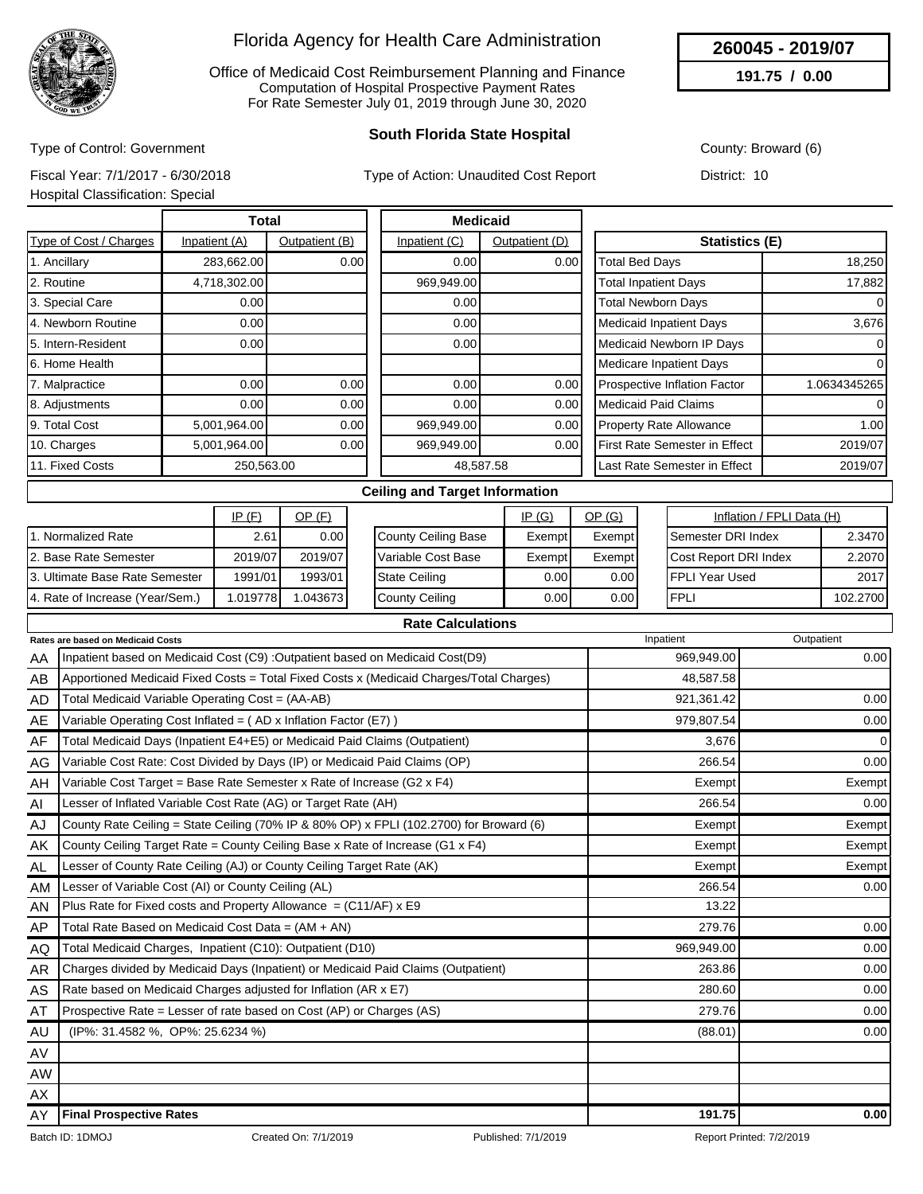# Florida Agency for Health Care Administration

Office of Medicaid Cost Reimbursement Planning and Finance
Computation of Hospital Prospective Payment Rates
For Rate Semester July 01, 2019 through June 30, 2020

**260045 - 2019/07**

**191.75 / 0.00**

## South Florida State Hospital

Type of Control: Government

County: Broward (6)

Fiscal Year: 7/1/2017 - 6/30/2018

Type of Action: Unaudited Cost Report

District: 10

Hospital Classification: Special

| Type of Cost / Charges | Total Inpatient (A) | Total Outpatient (B) | Medicaid Inpatient (C) | Medicaid Outpatient (D) |
|---|---|---|---|---|
| 1. Ancillary | 283,662.00 | 0.00 | 0.00 | 0.00 |
| 2. Routine | 4,718,302.00 | | 969,949.00 | |
| 3. Special Care | 0.00 | | 0.00 | |
| 4. Newborn Routine | 0.00 | | 0.00 | |
| 5. Intern-Resident | 0.00 | | 0.00 | |
| 6. Home Health | | | | |
| 7. Malpractice | 0.00 | 0.00 | 0.00 | 0.00 |
| 8. Adjustments | 0.00 | 0.00 | 0.00 | 0.00 |
| 9. Total Cost | 5,001,964.00 | 0.00 | 969,949.00 | 0.00 |
| 10. Charges | 5,001,964.00 | 0.00 | 969,949.00 | 0.00 |
| 11. Fixed Costs | 250,563.00 | | 48,587.58 | |

| Statistics (E) | |
|---|---|
| Total Bed Days | 18,250 |
| Total Inpatient Days | 17,882 |
| Total Newborn Days | 0 |
| Medicaid Inpatient Days | 3,676 |
| Medicaid Newborn IP Days | 0 |
| Medicare Inpatient Days | 0 |
| Prospective Inflation Factor | 1.0634345265 |
| Medicaid Paid Claims | 0 |
| Property Rate Allowance | 1.00 |
| First Rate Semester in Effect | 2019/07 |
| Last Rate Semester in Effect | 2019/07 |

### Ceiling and Target Information

| | IP (F) | OP (F) |
|---|---|---|
| 1. Normalized Rate | 2.61 | 0.00 |
| 2. Base Rate Semester | 2019/07 | 2019/07 |
| 3. Ultimate Base Rate Semester | 1991/01 | 1993/01 |
| 4. Rate of Increase (Year/Sem.) | 1.019778 | 1.043673 |

| | IP (G) | OP (G) |
|---|---|---|
| County Ceiling Base | Exempt | Exempt |
| Variable Cost Base | Exempt | Exempt |
| State Ceiling | 0.00 | 0.00 |
| County Ceiling | 0.00 | 0.00 |

| Inflation / FPLI Data (H) | |
|---|---|
| Semester DRI Index | 2.3470 |
| Cost Report DRI Index | 2.2070 |
| FPLI Year Used | 2017 |
| FPLI | 102.2700 |

### Rate Calculations

| | Rates are based on Medicaid Costs | Inpatient | Outpatient |
|---|---|---|---|
| AA | Inpatient based on Medicaid Cost (C9) :Outpatient based on Medicaid Cost(D9) | 969,949.00 | 0.00 |
| AB | Apportioned Medicaid Fixed Costs = Total Fixed Costs x (Medicaid Charges/Total Charges) | 48,587.58 | |
| AD | Total Medicaid Variable Operating Cost = (AA-AB) | 921,361.42 | 0.00 |
| AE | Variable Operating Cost Inflated = ( AD x Inflation Factor (E7) ) | 979,807.54 | 0.00 |
| AF | Total Medicaid Days (Inpatient E4+E5) or Medicaid Paid Claims (Outpatient) | 3,676 | 0 |
| AG | Variable Cost Rate: Cost Divided by Days (IP) or Medicaid Paid Claims (OP) | 266.54 | 0.00 |
| AH | Variable Cost Target = Base Rate Semester x Rate of Increase (G2 x F4) | Exempt | Exempt |
| AI | Lesser of Inflated Variable Cost Rate (AG) or Target Rate (AH) | 266.54 | 0.00 |
| AJ | County Rate Ceiling = State Ceiling (70% IP & 80% OP) x FPLI (102.2700) for Broward (6) | Exempt | Exempt |
| AK | County Ceiling Target Rate = County Ceiling Base x Rate of Increase (G1 x F4) | Exempt | Exempt |
| AL | Lesser of County Rate Ceiling (AJ) or County Ceiling Target Rate (AK) | Exempt | Exempt |
| AM | Lesser of Variable Cost (AI) or County Ceiling (AL) | 266.54 | 0.00 |
| AN | Plus Rate for Fixed costs and Property Allowance = (C11/AF) x E9 | 13.22 | |
| AP | Total Rate Based on Medicaid Cost Data = (AM + AN) | 279.76 | 0.00 |
| AQ | Total Medicaid Charges, Inpatient (C10): Outpatient (D10) | 969,949.00 | 0.00 |
| AR | Charges divided by Medicaid Days (Inpatient) or Medicaid Paid Claims (Outpatient) | 263.86 | 0.00 |
| AS | Rate based on Medicaid Charges adjusted for Inflation (AR x E7) | 280.60 | 0.00 |
| AT | Prospective Rate = Lesser of rate based on Cost (AP) or Charges (AS) | 279.76 | 0.00 |
| AU | (IP%: 31.4582 %, OP%: 25.6234 %) | (88.01) | 0.00 |
| AV | | | |
| AW | | | |
| AX | | | |
| AY | **Final Prospective Rates** | **191.75** | **0.00** |

Batch ID: 1DMOJ | Created On: 7/1/2019 | Published: 7/1/2019 | Report Printed: 7/2/2019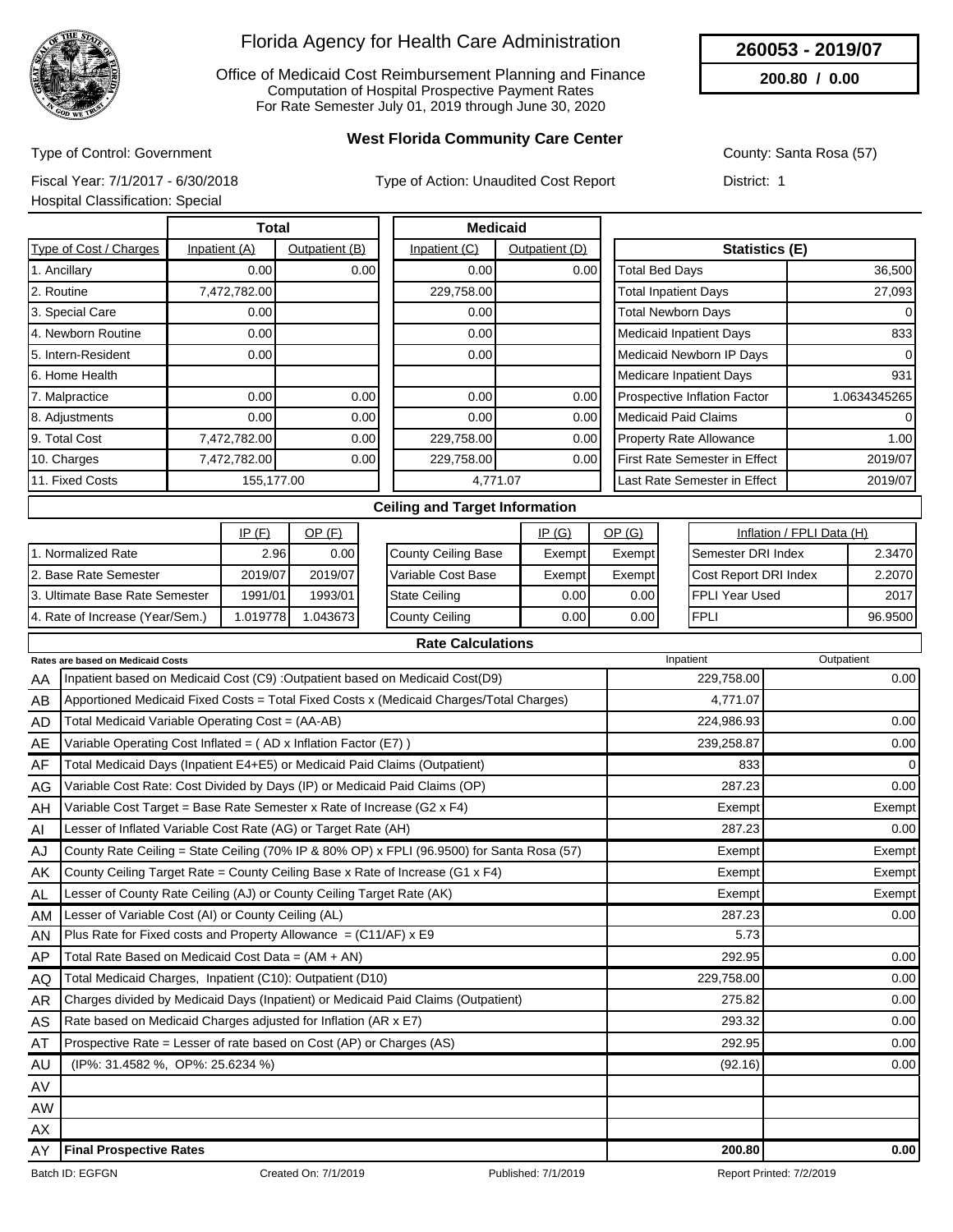# Florida Agency for Health Care Administration

Office of Medicaid Cost Reimbursement Planning and Finance
Computation of Hospital Prospective Payment Rates
For Rate Semester July 01, 2019 through June 30, 2020

**260053 - 2019/07**

**200.80 / 0.00**

## West Florida Community Care Center

Type of Control: Government

County: Santa Rosa (57)

Fiscal Year: 7/1/2017 - 6/30/2018

Type of Action: Unaudited Cost Report

District: 1

Hospital Classification: Special

| Type of Cost / Charges | Total Inpatient (A) | Total Outpatient (B) | Medicaid Inpatient (C) | Medicaid Outpatient (D) |
|---|---|---|---|---|
| 1. Ancillary | 0.00 | 0.00 | 0.00 | 0.00 |
| 2. Routine | 7,472,782.00 | | 229,758.00 | |
| 3. Special Care | 0.00 | | 0.00 | |
| 4. Newborn Routine | 0.00 | | 0.00 | |
| 5. Intern-Resident | 0.00 | | 0.00 | |
| 6. Home Health | | | | |
| 7. Malpractice | 0.00 | 0.00 | 0.00 | 0.00 |
| 8. Adjustments | 0.00 | 0.00 | 0.00 | 0.00 |
| 9. Total Cost | 7,472,782.00 | 0.00 | 229,758.00 | 0.00 |
| 10. Charges | 7,472,782.00 | 0.00 | 229,758.00 | 0.00 |
| 11. Fixed Costs | 155,177.00 | | 4,771.07 | |

| Statistics (E) | |
|---|---|
| Total Bed Days | 36,500 |
| Total Inpatient Days | 27,093 |
| Total Newborn Days | 0 |
| Medicaid Inpatient Days | 833 |
| Medicaid Newborn IP Days | 0 |
| Medicare Inpatient Days | 931 |
| Prospective Inflation Factor | 1.0634345265 |
| Medicaid Paid Claims | 0 |
| Property Rate Allowance | 1.00 |
| First Rate Semester in Effect | 2019/07 |
| Last Rate Semester in Effect | 2019/07 |

### Ceiling and Target Information

| | IP (F) | OP (F) |
|---|---|---|
| 1. Normalized Rate | 2.96 | 0.00 |
| 2. Base Rate Semester | 2019/07 | 2019/07 |
| 3. Ultimate Base Rate Semester | 1991/01 | 1993/01 |
| 4. Rate of Increase (Year/Sem.) | 1.019778 | 1.043673 |

| | IP (G) | OP (G) |
|---|---|---|
| County Ceiling Base | Exempt | Exempt |
| Variable Cost Base | Exempt | Exempt |
| State Ceiling | 0.00 | 0.00 |
| County Ceiling | 0.00 | 0.00 |

| Inflation / FPLI Data (H) | |
|---|---|
| Semester DRI Index | 2.3470 |
| Cost Report DRI Index | 2.2070 |
| FPLI Year Used | 2017 |
| FPLI | 96.9500 |

### Rate Calculations

| | Rates are based on Medicaid Costs | Inpatient | Outpatient |
|---|---|---|---|
| AA | Inpatient based on Medicaid Cost (C9) :Outpatient based on Medicaid Cost(D9) | 229,758.00 | 0.00 |
| AB | Apportioned Medicaid Fixed Costs = Total Fixed Costs x (Medicaid Charges/Total Charges) | 4,771.07 | |
| AD | Total Medicaid Variable Operating Cost = (AA-AB) | 224,986.93 | 0.00 |
| AE | Variable Operating Cost Inflated = ( AD x Inflation Factor (E7) ) | 239,258.87 | 0.00 |
| AF | Total Medicaid Days (Inpatient E4+E5) or Medicaid Paid Claims (Outpatient) | 833 | 0 |
| AG | Variable Cost Rate: Cost Divided by Days (IP) or Medicaid Paid Claims (OP) | 287.23 | 0.00 |
| AH | Variable Cost Target = Base Rate Semester x Rate of Increase (G2 x F4) | Exempt | Exempt |
| AI | Lesser of Inflated Variable Cost Rate (AG) or Target Rate (AH) | 287.23 | 0.00 |
| AJ | County Rate Ceiling = State Ceiling (70% IP & 80% OP) x FPLI (96.9500) for Santa Rosa (57) | Exempt | Exempt |
| AK | County Ceiling Target Rate = County Ceiling Base x Rate of Increase (G1 x F4) | Exempt | Exempt |
| AL | Lesser of County Rate Ceiling (AJ) or County Ceiling Target Rate (AK) | Exempt | Exempt |
| AM | Lesser of Variable Cost (AI) or County Ceiling (AL) | 287.23 | 0.00 |
| AN | Plus Rate for Fixed costs and Property Allowance = (C11/AF) x E9 | 5.73 | |
| AP | Total Rate Based on Medicaid Cost Data = (AM + AN) | 292.95 | 0.00 |
| AQ | Total Medicaid Charges, Inpatient (C10): Outpatient (D10) | 229,758.00 | 0.00 |
| AR | Charges divided by Medicaid Days (Inpatient) or Medicaid Paid Claims (Outpatient) | 275.82 | 0.00 |
| AS | Rate based on Medicaid Charges adjusted for Inflation (AR x E7) | 293.32 | 0.00 |
| AT | Prospective Rate = Lesser of rate based on Cost (AP) or Charges (AS) | 292.95 | 0.00 |
| AU | (IP%: 31.4582 %, OP%: 25.6234 %) | (92.16) | 0.00 |
| AV | | | |
| AW | | | |
| AX | | | |
| AY | **Final Prospective Rates** | **200.80** | **0.00** |

Batch ID: EGFGN Created On: 7/1/2019 Published: 7/1/2019 Report Printed: 7/2/2019